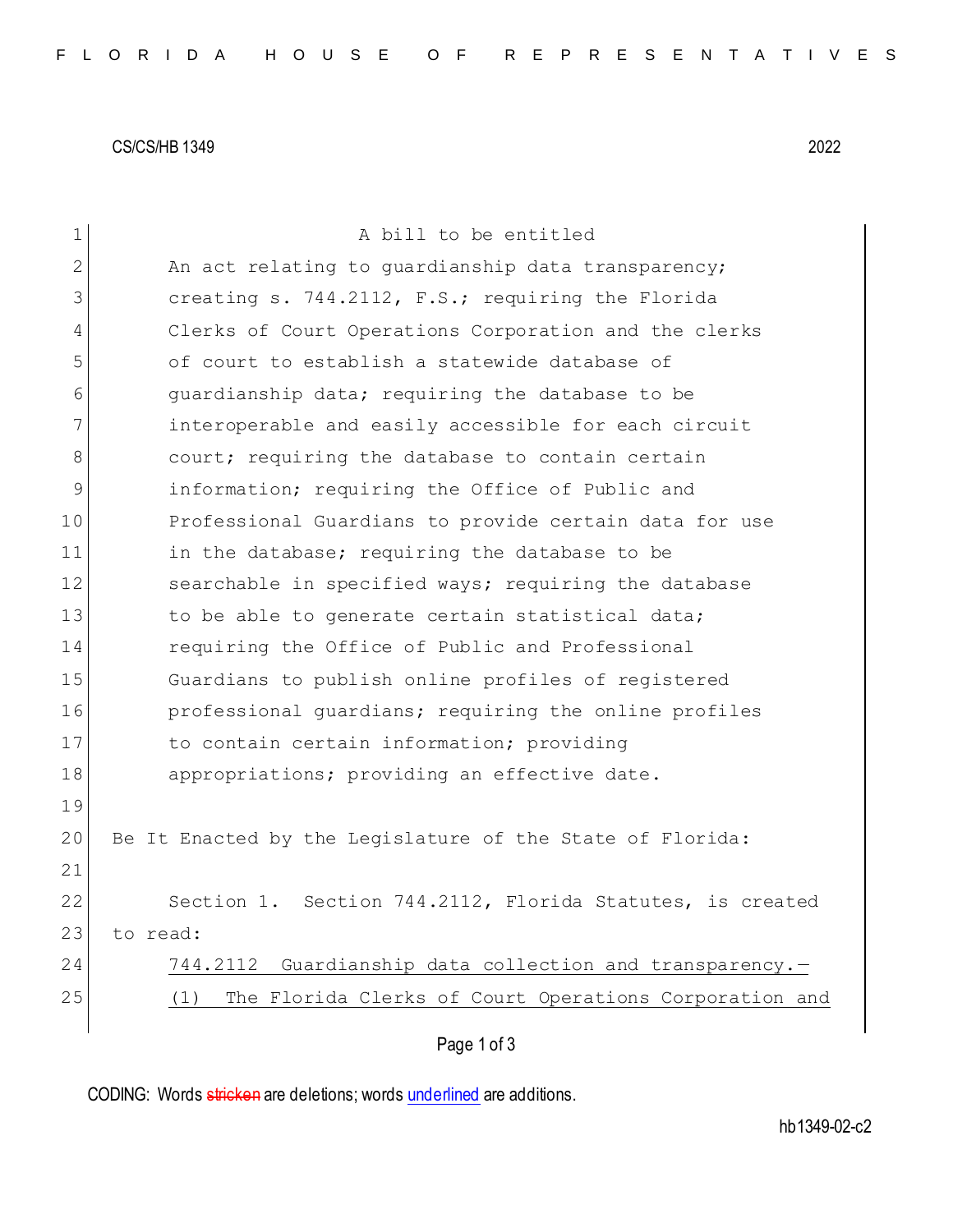CS/CS/HB 1349 2022

A bill to be entitled

An act relating to guardianship data transparency; creating s. 744.2112, F.S.; requiring the Florida Clerks of Court Operations Corporation and the clerks of court to establish a statewide database of guardianship data; requiring the database to be interoperable and easily accessible for each circuit court; requiring the database to contain certain information; requiring the Office of Public and Professional Guardians to provide certain data for use in the database; requiring the database to be searchable in specified ways; requiring the database to be able to generate certain statistical data; requiring the Office of Public and Professional Guardians to publish online profiles of registered professional guardians; requiring the online profiles to contain certain information; providing appropriations; providing an effective date.

Be It Enacted by the Legislature of the State of Florida:

Section 1. Section 744.2112, Florida Statutes, is created to read:

744.2112 Guardianship data collection and transparency.—

(1) The Florida Clerks of Court Operations Corporation and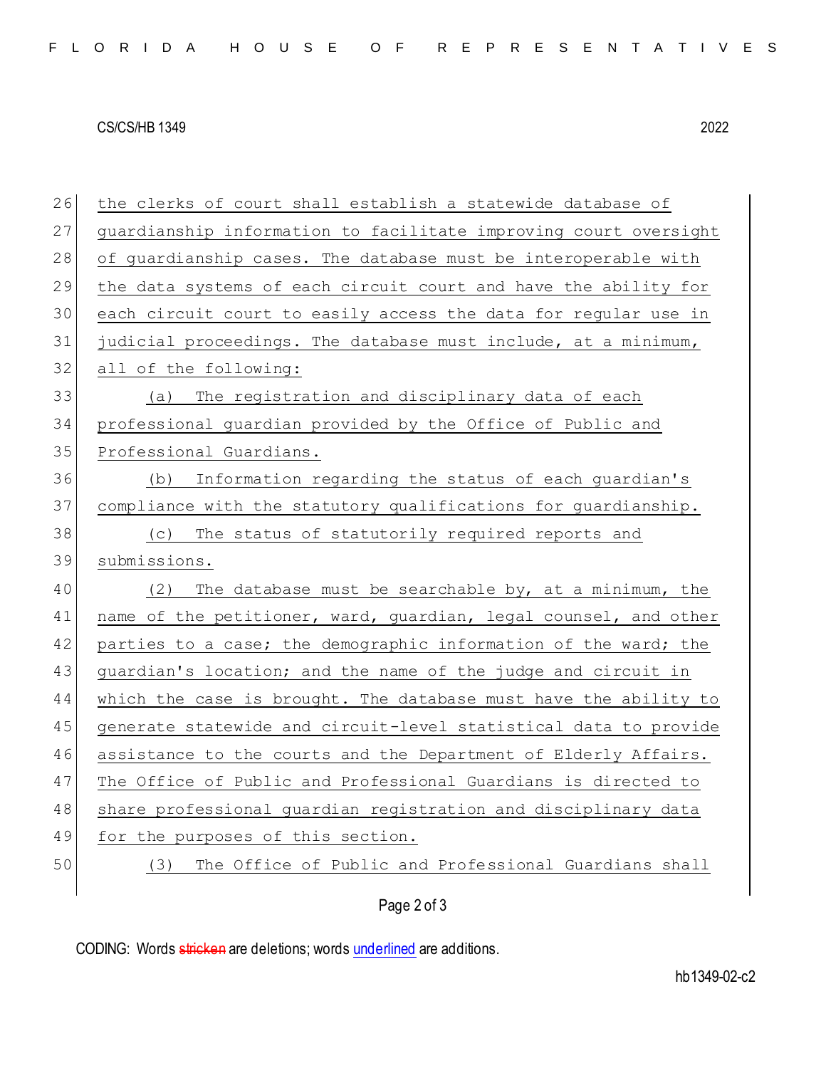the clerks of court shall establish a statewide database of guardianship information to facilitate improving court oversight of guardianship cases. The database must be interoperable with the data systems of each circuit court and have the ability for each circuit court to easily access the data for regular use in judicial proceedings. The database must include, at a minimum, all of the following:

(a) The registration and disciplinary data of each professional guardian provided by the Office of Public and Professional Guardians.

(b) Information regarding the status of each guardian's compliance with the statutory qualifications for guardianship.

(c) The status of statutorily required reports and submissions.

(2) The database must be searchable by, at a minimum, the name of the petitioner, ward, guardian, legal counsel, and other parties to a case; the demographic information of the ward; the guardian's location; and the name of the judge and circuit in which the case is brought. The database must have the ability to generate statewide and circuit-level statistical data to provide assistance to the courts and the Department of Elderly Affairs. The Office of Public and Professional Guardians is directed to share professional guardian registration and disciplinary data for the purposes of this section.

(3) The Office of Public and Professional Guardians shall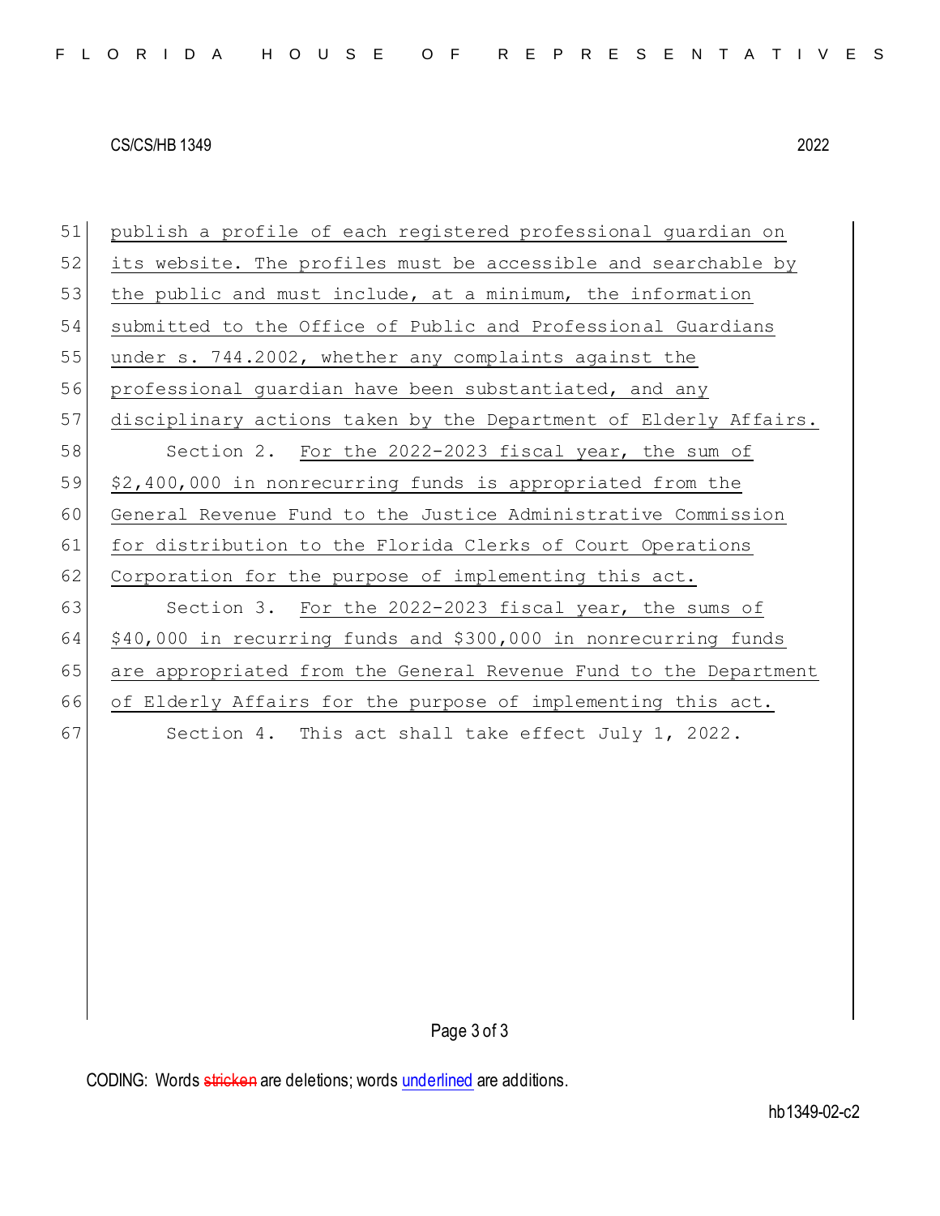51 publish a profile of each registered professional guardian on
52 its website. The profiles must be accessible and searchable by
53 the public and must include, at a minimum, the information
54 submitted to the Office of Public and Professional Guardians
55 under s. 744.2002, whether any complaints against the
56 professional guardian have been substantiated, and any
57 disciplinary actions taken by the Department of Elderly Affairs.
58 Section 2. For the 2022-2023 fiscal year, the sum of
59 $2,400,000 in nonrecurring funds is appropriated from the
60 General Revenue Fund to the Justice Administrative Commission
61 for distribution to the Florida Clerks of Court Operations
62 Corporation for the purpose of implementing this act.
63 Section 3. For the 2022-2023 fiscal year, the sums of
64 $40,000 in recurring funds and $300,000 in nonrecurring funds
65 are appropriated from the General Revenue Fund to the Department
66 of Elderly Affairs for the purpose of implementing this act.
67 Section 4. This act shall take effect July 1, 2022.

CODING: Words stricken are deletions; words underlined are additions.